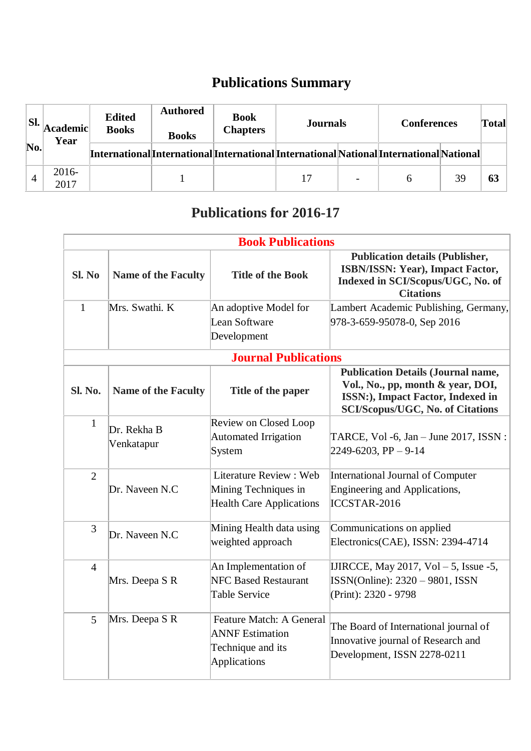# Publications Summary

| Sl. No. | Academic Year | Edited Books | Authored Books | Book Chapters | Journals | | Conferences | | Total |
|---|---|---|---|---|---|---|---|---|---|
| | | International | International | International | International | National | International | National | |
| 4 | 2016-2017 | | 1 | | 17 | - | 6 | 39 | **63** |

# Publications for 2016-17

| **Book Publications** | | | |
|---|---|---|---|
| **Sl. No** | **Name of the Faculty** | **Title of the Book** | **Publication details (Publisher, ISBN/ISSN: Year), Impact Factor, Indexed in SCI/Scopus/UGC, No. of Citations** |
| 1 | Mrs. Swathi. K | An adoptive Model for Lean Software Development | Lambert Academic Publishing, Germany, 978-3-659-95078-0, Sep 2016 |
| **Journal Publications** | | | |
| **Sl. No.** | **Name of the Faculty** | **Title of the paper** | **Publication Details (Journal name, Vol., No., pp, month & year, DOI, ISSN:), Impact Factor, Indexed in SCI/Scopus/UGC, No. of Citations** |
| 1 | Dr. Rekha B Venkatapur | Review on Closed Loop Automated Irrigation System | TARCE, Vol -6, Jan – June 2017, ISSN : 2249-6203, PP – 9-14 |
| 2 | Dr. Naveen N.C | Literature Review : Web Mining Techniques in Health Care Applications | International Journal of Computer Engineering and Applications, ICCSTAR-2016 |
| 3 | Dr. Naveen N.C | Mining Health data using weighted approach | Communications on applied Electronics(CAE), ISSN: 2394-4714 |
| 4 | Mrs. Deepa S R | An Implementation of NFC Based Restaurant Table Service | IJIRCCE, May 2017, Vol – 5, Issue -5, ISSN(Online): 2320 – 9801, ISSN (Print): 2320 - 9798 |
| 5 | Mrs. Deepa S R | Feature Match: A General ANNF Estimation Technique and its Applications | The Board of International journal of Innovative journal of Research and Development, ISSN 2278-0211 |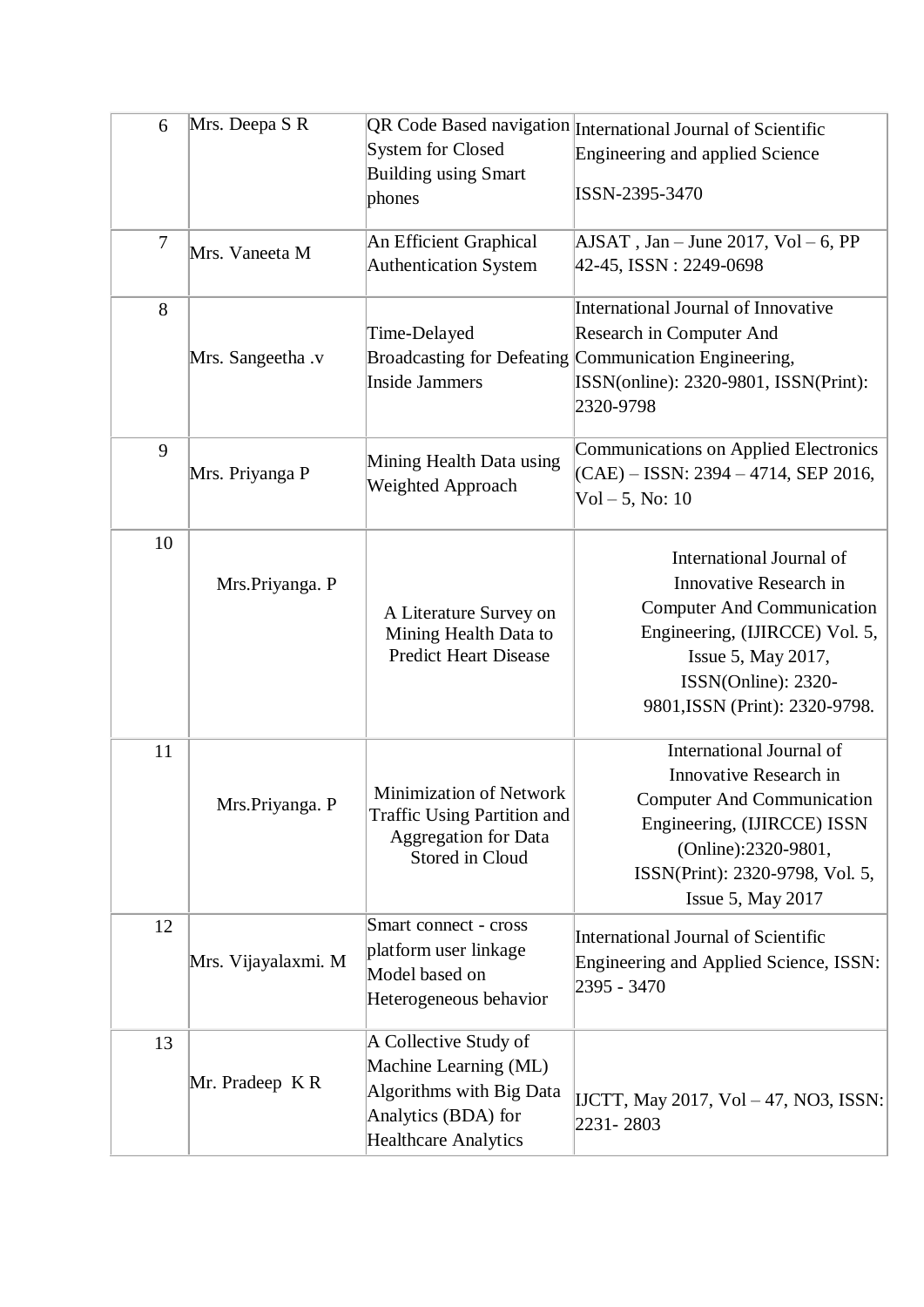| 6 | Mrs. Deepa S R | QR Code Based navigation System for Closed Building using Smart phones | International Journal of Scientific Engineering and applied Science ISSN-2395-3470 |
|---|---|---|---|
| 7 | Mrs. Vaneeta M | An Efficient Graphical Authentication System | AJSAT , Jan – June 2017, Vol – 6, PP 42-45, ISSN : 2249-0698 |
| 8 | Mrs. Sangeetha .v | Time-Delayed Broadcasting for Defeating Inside Jammers | International Journal of Innovative Research in Computer And Communication Engineering, ISSN(online): 2320-9801, ISSN(Print): 2320-9798 |
| 9 | Mrs. Priyanga P | Mining Health Data using Weighted Approach | Communications on Applied Electronics (CAE) – ISSN: 2394 – 4714, SEP 2016, Vol – 5, No: 10 |
| 10 | Mrs.Priyanga. P | A Literature Survey on Mining Health Data to Predict Heart Disease | International Journal of Innovative Research in Computer And Communication Engineering, (IJIRCCE) Vol. 5, Issue 5, May 2017, ISSN(Online): 2320-9801,ISSN (Print): 2320-9798. |
| 11 | Mrs.Priyanga. P | Minimization of Network Traffic Using Partition and Aggregation for Data Stored in Cloud | International Journal of Innovative Research in Computer And Communication Engineering, (IJIRCCE) ISSN (Online):2320-9801, ISSN(Print): 2320-9798, Vol. 5, Issue 5, May 2017 |
| 12 | Mrs. Vijayalaxmi. M | Smart connect - cross platform user linkage Model based on Heterogeneous behavior | International Journal of Scientific Engineering and Applied Science, ISSN: 2395 - 3470 |
| 13 | Mr. Pradeep K R | A Collective Study of Machine Learning (ML) Algorithms with Big Data Analytics (BDA) for Healthcare Analytics | IJCTT, May 2017, Vol – 47, NO3, ISSN: 2231- 2803 |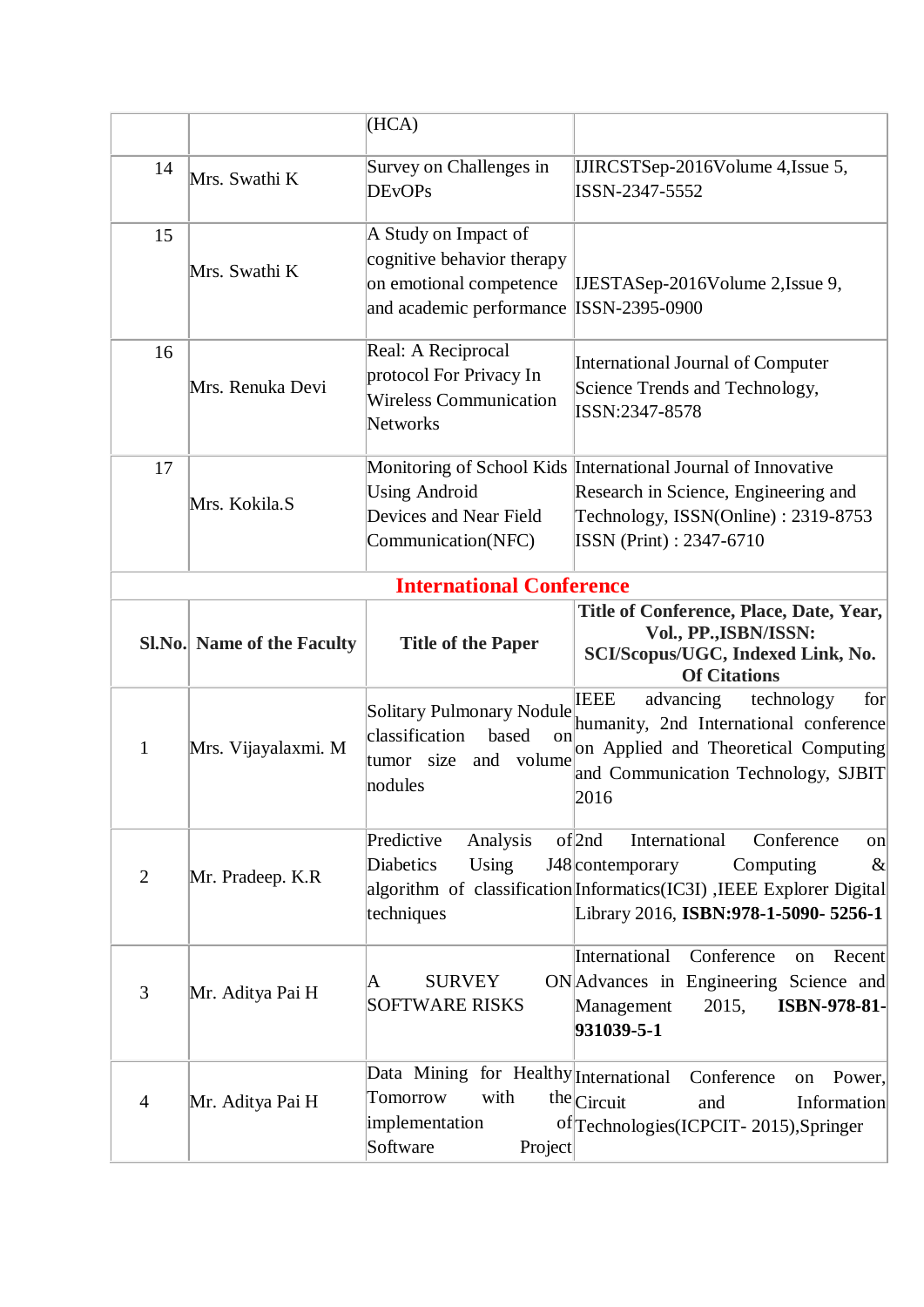| | | (HCA) | |
|---|---|---|---|
| 14 | Mrs. Swathi K | Survey on Challenges in DEvOPs | IJIRCSTSep-2016Volume 4,Issue 5, ISSN-2347-5552 |
| 15 | Mrs. Swathi K | A Study on Impact of cognitive behavior therapy on emotional competence and academic performance | IJESTASep-2016Volume 2,Issue 9, ISSN-2395-0900 |
| 16 | Mrs. Renuka Devi | Real: A Reciprocal protocol For Privacy In Wireless Communication Networks | International Journal of Computer Science Trends and Technology, ISSN:2347-8578 |
| 17 | Mrs. Kokila.S | Monitoring of School Kids Using Android Devices and Near Field Communication(NFC) | International Journal of Innovative Research in Science, Engineering and Technology, ISSN(Online) : 2319-8753 ISSN (Print) : 2347-6710 |

## International Conference

| Sl.No. | Name of the Faculty | Title of the Paper | Title of Conference, Place, Date, Year, Vol., PP.,ISBN/ISSN: SCI/Scopus/UGC, Indexed Link, No. Of Citations |
|---|---|---|---|
| 1 | Mrs. Vijayalaxmi. M | Solitary Pulmonary Nodule classification based on tumor size and volume nodules | IEEE advancing technology for humanity, 2nd International conference on Applied and Theoretical Computing and Communication Technology, SJBIT 2016 |
| 2 | Mr. Pradeep. K.R | Predictive Analysis of Diabetics Using J48 algorithm of classification techniques | 2nd International Conference on contemporary Computing & Informatics(IC3I) ,IEEE Explorer Digital Library 2016, **ISBN:978-1-5090- 5256-1** |
| 3 | Mr. Aditya Pai H | A SURVEY ON SOFTWARE RISKS | International Conference on Recent Advances in Engineering Science and Management 2015, **ISBN-978-81-931039-5-1** |
| 4 | Mr. Aditya Pai H | Data Mining for Healthy Tomorrow with the implementation of Software Project | International Conference on Power, Circuit and Information Technologies(ICPCIT- 2015),Springer |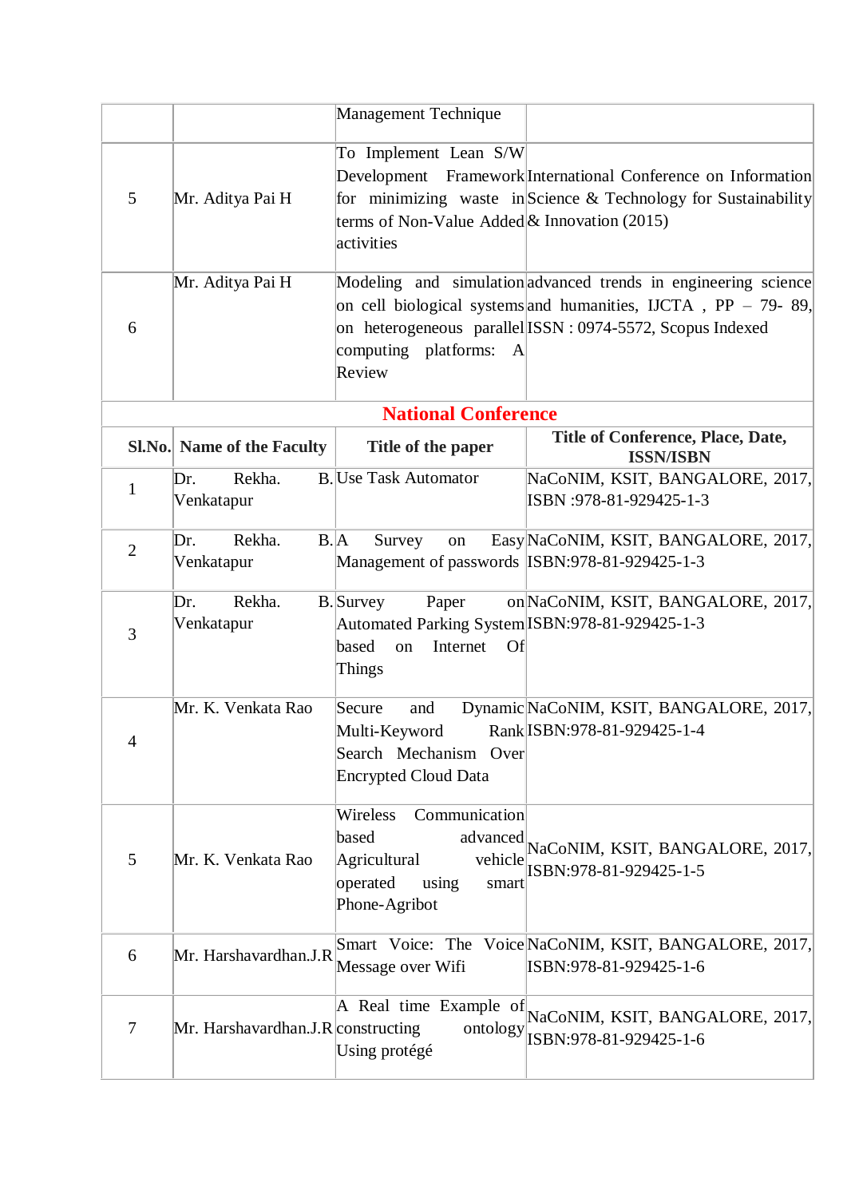| | | Management Technique | |
|---|---|---|---|
| 5 | Mr. Aditya Pai H | To Implement Lean S/W Development Framework for minimizing waste in terms of Non-Value Added activities | International Conference on Information Science & Technology for Sustainability & Innovation (2015) |
| 6 | Mr. Aditya Pai H | Modeling and simulation on cell biological systems on heterogeneous parallel computing platforms: A Review | advanced trends in engineering science and humanities, IJCTA , PP – 79- 89, ISSN : 0974-5572, Scopus Indexed |

## National Conference

| Sl.No. | Name of the Faculty | Title of the paper | Title of Conference, Place, Date, ISSN/ISBN |
|---|---|---|---|
| 1 | Dr. Rekha. B. Venkatapur | Use Task Automator | NaCoNIM, KSIT, BANGALORE, 2017, ISBN :978-81-929425-1-3 |
| 2 | Dr. Rekha. B. Venkatapur | A Survey on Easy Management of passwords | NaCoNIM, KSIT, BANGALORE, 2017, ISBN:978-81-929425-1-3 |
| 3 | Dr. Rekha. B. Venkatapur | Survey Paper on Automated Parking System based on Internet Of Things | NaCoNIM, KSIT, BANGALORE, 2017, ISBN:978-81-929425-1-3 |
| 4 | Mr. K. Venkata Rao | Secure and Dynamic Multi-Keyword Rank Search Mechanism Over Encrypted Cloud Data | NaCoNIM, KSIT, BANGALORE, 2017, ISBN:978-81-929425-1-4 |
| 5 | Mr. K. Venkata Rao | Wireless Communication based advanced Agricultural vehicle operated using smart Phone-Agribot | NaCoNIM, KSIT, BANGALORE, 2017, ISBN:978-81-929425-1-5 |
| 6 | Mr. Harshavardhan.J.R | Smart Voice: The Voice Message over Wifi | NaCoNIM, KSIT, BANGALORE, 2017, ISBN:978-81-929425-1-6 |
| 7 | Mr. Harshavardhan.J.R | A Real time Example of constructing ontology Using protégé | NaCoNIM, KSIT, BANGALORE, 2017, ISBN:978-81-929425-1-6 |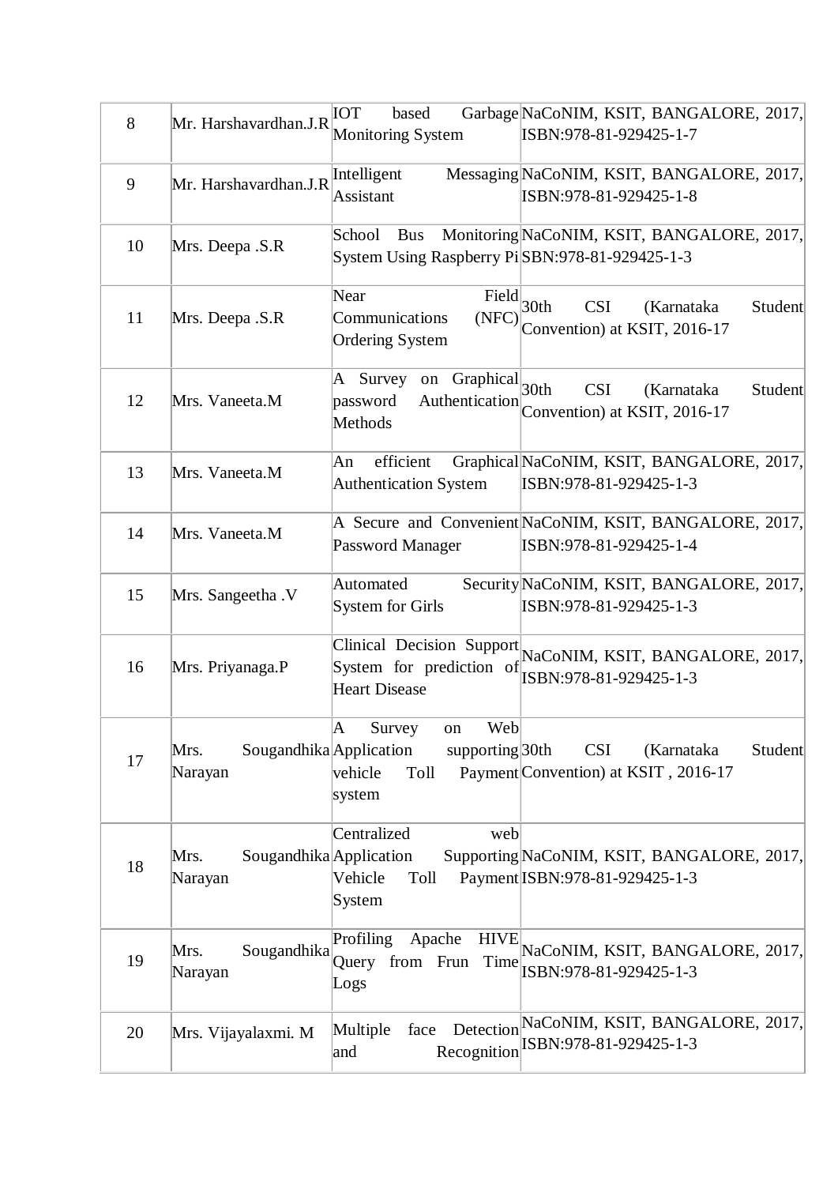| 8 | Mr. Harshavardhan.J.R | IOT based Garbage Monitoring System | NaCoNIM, KSIT, BANGALORE, 2017, ISBN:978-81-929425-1-7 |
|---|---|---|---|
| 9 | Mr. Harshavardhan.J.R | Intelligent Messaging Assistant | NaCoNIM, KSIT, BANGALORE, 2017, ISBN:978-81-929425-1-8 |
| 10 | Mrs. Deepa .S.R | School Bus Monitoring System Using Raspberry Pi | NaCoNIM, KSIT, BANGALORE, 2017, SBN:978-81-929425-1-3 |
| 11 | Mrs. Deepa .S.R | Near Field Communications (NFC) Ordering System | 30th CSI (Karnataka Student Convention) at KSIT, 2016-17 |
| 12 | Mrs. Vaneeta.M | A Survey on Graphical password Authentication Methods | 30th CSI (Karnataka Student Convention) at KSIT, 2016-17 |
| 13 | Mrs. Vaneeta.M | An efficient Graphical Authentication System | NaCoNIM, KSIT, BANGALORE, 2017, ISBN:978-81-929425-1-3 |
| 14 | Mrs. Vaneeta.M | A Secure and Convenient Password Manager | NaCoNIM, KSIT, BANGALORE, 2017, ISBN:978-81-929425-1-4 |
| 15 | Mrs. Sangeetha .V | Automated Security System for Girls | NaCoNIM, KSIT, BANGALORE, 2017, ISBN:978-81-929425-1-3 |
| 16 | Mrs. Priyanaga.P | Clinical Decision Support System for prediction of Heart Disease | NaCoNIM, KSIT, BANGALORE, 2017, ISBN:978-81-929425-1-3 |
| 17 | Mrs. Sougandhika Narayan | A Survey on Web Application supporting vehicle Toll Payment system | 30th CSI (Karnataka Student Convention) at KSIT , 2016-17 |
| 18 | Mrs. Sougandhika Narayan | Centralized web Application Supporting Vehicle Toll Payment System | NaCoNIM, KSIT, BANGALORE, 2017, ISBN:978-81-929425-1-3 |
| 19 | Mrs. Sougandhika Narayan | Profiling Apache HIVE Query from Frun Time Logs | NaCoNIM, KSIT, BANGALORE, 2017, ISBN:978-81-929425-1-3 |
| 20 | Mrs. Vijayalaxmi. M | Multiple face Detection and Recognition | NaCoNIM, KSIT, BANGALORE, 2017, ISBN:978-81-929425-1-3 |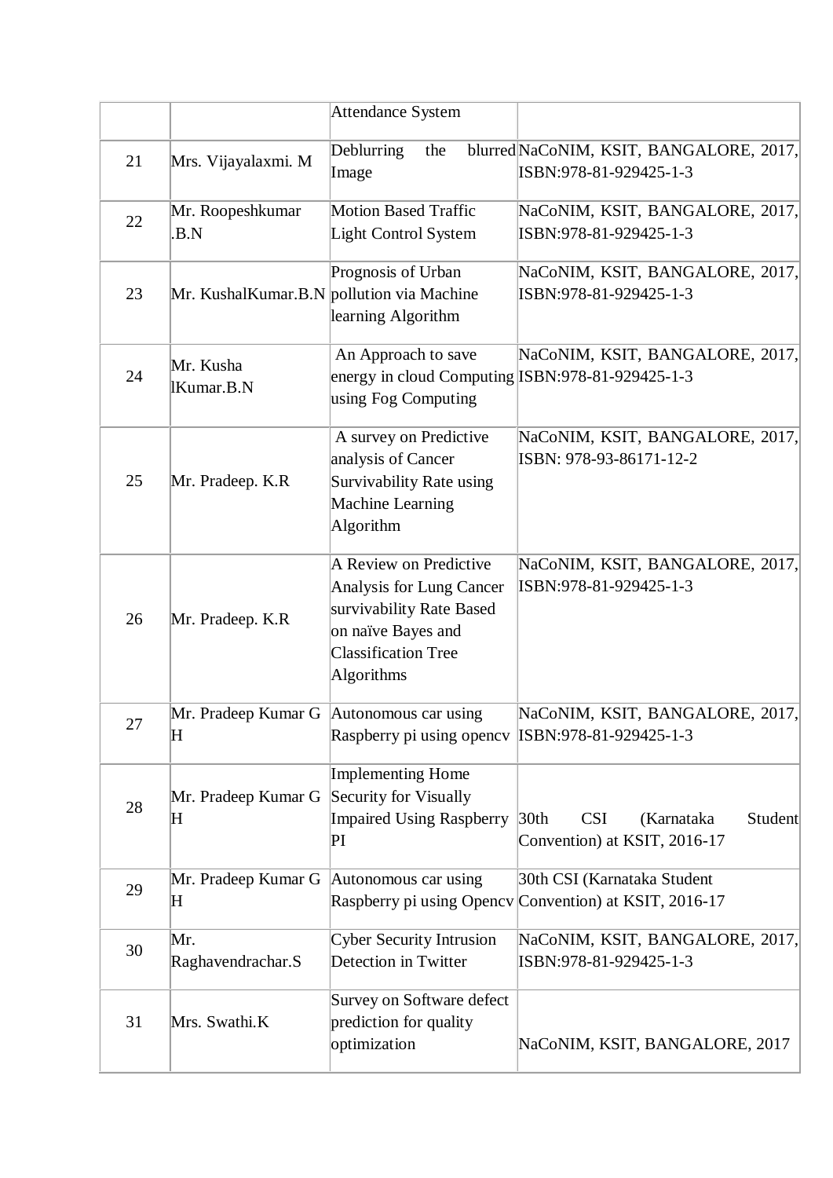|  |  | Attendance System |  |
|---|---|---|---|
| 21 | Mrs. Vijayalaxmi. M | Deblurring the blurred Image | NaCoNIM, KSIT, BANGALORE, 2017, ISBN:978-81-929425-1-3 |
| 22 | Mr. Roopeshkumar .B.N | Motion Based Traffic Light Control System | NaCoNIM, KSIT, BANGALORE, 2017, ISBN:978-81-929425-1-3 |
| 23 | Mr. KushalKumar.B.N | Prognosis of Urban pollution via Machine learning Algorithm | NaCoNIM, KSIT, BANGALORE, 2017, ISBN:978-81-929425-1-3 |
| 24 | Mr. Kusha lKumar.B.N | An Approach to save energy in cloud Computing using Fog Computing | NaCoNIM, KSIT, BANGALORE, 2017, ISBN:978-81-929425-1-3 |
| 25 | Mr. Pradeep. K.R | A survey on Predictive analysis of Cancer Survivability Rate using Machine Learning Algorithm | NaCoNIM, KSIT, BANGALORE, 2017, ISBN: 978-93-86171-12-2 |
| 26 | Mr. Pradeep. K.R | A Review on Predictive Analysis for Lung Cancer survivability Rate Based on naïve Bayes and Classification Tree Algorithms | NaCoNIM, KSIT, BANGALORE, 2017, ISBN:978-81-929425-1-3 |
| 27 | Mr. Pradeep Kumar G H | Autonomous car using Raspberry pi using opencv | NaCoNIM, KSIT, BANGALORE, 2017, ISBN:978-81-929425-1-3 |
| 28 | Mr. Pradeep Kumar G H | Implementing Home Security for Visually Impaired Using Raspberry PI | 30th CSI (Karnataka Student Convention) at KSIT, 2016-17 |
| 29 | Mr. Pradeep Kumar G H | Autonomous car using Raspberry pi using Opencv | 30th CSI (Karnataka Student Convention) at KSIT, 2016-17 |
| 30 | Mr. Raghavendrachar.S | Cyber Security Intrusion Detection in Twitter | NaCoNIM, KSIT, BANGALORE, 2017, ISBN:978-81-929425-1-3 |
| 31 | Mrs. Swathi.K | Survey on Software defect prediction for quality optimization | NaCoNIM, KSIT, BANGALORE, 2017 |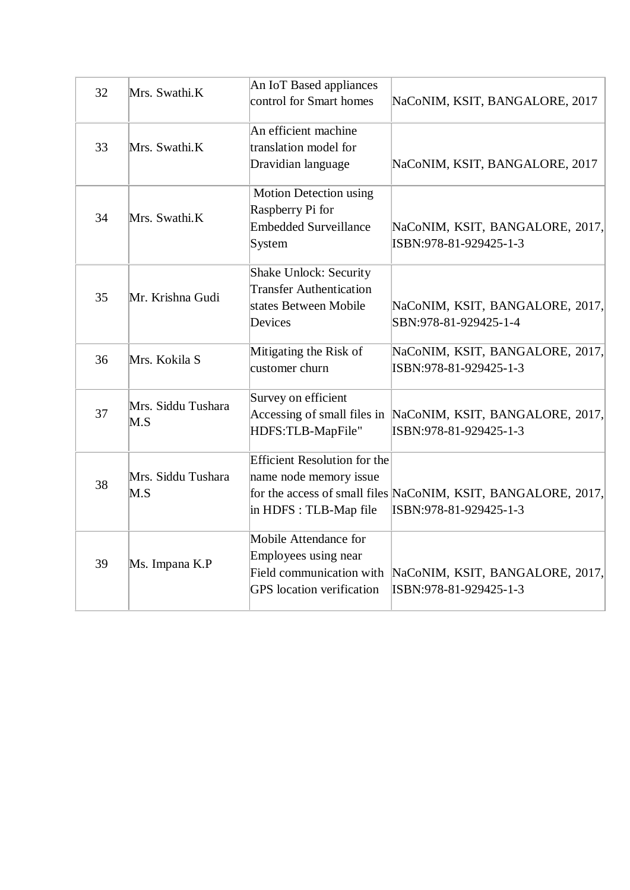| | | | |
|---|---|---|---|
| 32 | Mrs. Swathi.K | An IoT Based appliances control for Smart homes | NaCoNIM, KSIT, BANGALORE, 2017 |
| 33 | Mrs. Swathi.K | An efficient machine translation model for Dravidian language | NaCoNIM, KSIT, BANGALORE, 2017 |
| 34 | Mrs. Swathi.K | Motion Detection using Raspberry Pi for Embedded Surveillance System | NaCoNIM, KSIT, BANGALORE, 2017, ISBN:978-81-929425-1-3 |
| 35 | Mr. Krishna Gudi | Shake Unlock: Security Transfer Authentication states Between Mobile Devices | NaCoNIM, KSIT, BANGALORE, 2017, SBN:978-81-929425-1-4 |
| 36 | Mrs. Kokila S | Mitigating the Risk of customer churn | NaCoNIM, KSIT, BANGALORE, 2017, ISBN:978-81-929425-1-3 |
| 37 | Mrs. Siddu Tushara M.S | Survey on efficient Accessing of small files in HDFS:TLB-MapFile" | NaCoNIM, KSIT, BANGALORE, 2017, ISBN:978-81-929425-1-3 |
| 38 | Mrs. Siddu Tushara M.S | Efficient Resolution for the name node memory issue for the access of small files in HDFS : TLB-Map file | NaCoNIM, KSIT, BANGALORE, 2017, ISBN:978-81-929425-1-3 |
| 39 | Ms. Impana K.P | Mobile Attendance for Employees using near Field communication with GPS location verification | NaCoNIM, KSIT, BANGALORE, 2017, ISBN:978-81-929425-1-3 |